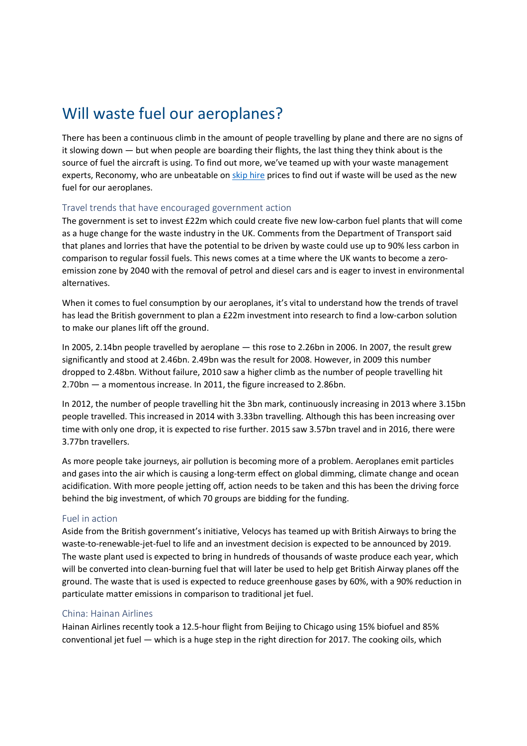# Will waste fuel our aeroplanes?

There has been a continuous climb in the amount of people travelling by plane and there are no signs of it slowing down — but when people are boarding their flights, the last thing they think about is the source of fuel the aircraft is using. To find out more, we've teamed up with your waste management experts, Reconomy, who are unbeatable on skip hire prices to find out if waste will be used as the new fuel for our aeroplanes.

## Travel trends that have encouraged government action

The government is set to invest £22m which could create five new low-carbon fuel plants that will come as a huge change for the waste industry in the UK. Comments from the Department of Transport said that planes and lorries that have the potential to be driven by waste could use up to 90% less carbon in comparison to regular fossil fuels. This news comes at a time where the UK wants to become a zero-emission zone by 2040 with the removal of petrol and diesel cars and is eager to invest in environmental alternatives.

When it comes to fuel consumption by our aeroplanes, it's vital to understand how the trends of travel has lead the British government to plan a £22m investment into research to find a low-carbon solution to make our planes lift off the ground.

In 2005, 2.14bn people travelled by aeroplane — this rose to 2.26bn in 2006. In 2007, the result grew significantly and stood at 2.46bn. 2.49bn was the result for 2008. However, in 2009 this number dropped to 2.48bn. Without failure, 2010 saw a higher climb as the number of people travelling hit 2.70bn — a momentous increase. In 2011, the figure increased to 2.86bn.

In 2012, the number of people travelling hit the 3bn mark, continuously increasing in 2013 where 3.15bn people travelled. This increased in 2014 with 3.33bn travelling. Although this has been increasing over time with only one drop, it is expected to rise further. 2015 saw 3.57bn travel and in 2016, there were 3.77bn travellers.

As more people take journeys, air pollution is becoming more of a problem. Aeroplanes emit particles and gases into the air which is causing a long-term effect on global dimming, climate change and ocean acidification. With more people jetting off, action needs to be taken and this has been the driving force behind the big investment, of which 70 groups are bidding for the funding.

## Fuel in action

Aside from the British government's initiative, Velocys has teamed up with British Airways to bring the waste-to-renewable-jet-fuel to life and an investment decision is expected to be announced by 2019. The waste plant used is expected to bring in hundreds of thousands of waste produce each year, which will be converted into clean-burning fuel that will later be used to help get British Airway planes off the ground. The waste that is used is expected to reduce greenhouse gases by 60%, with a 90% reduction in particulate matter emissions in comparison to traditional jet fuel.

## China: Hainan Airlines

Hainan Airlines recently took a 12.5-hour flight from Beijing to Chicago using 15% biofuel and 85% conventional jet fuel — which is a huge step in the right direction for 2017. The cooking oils, which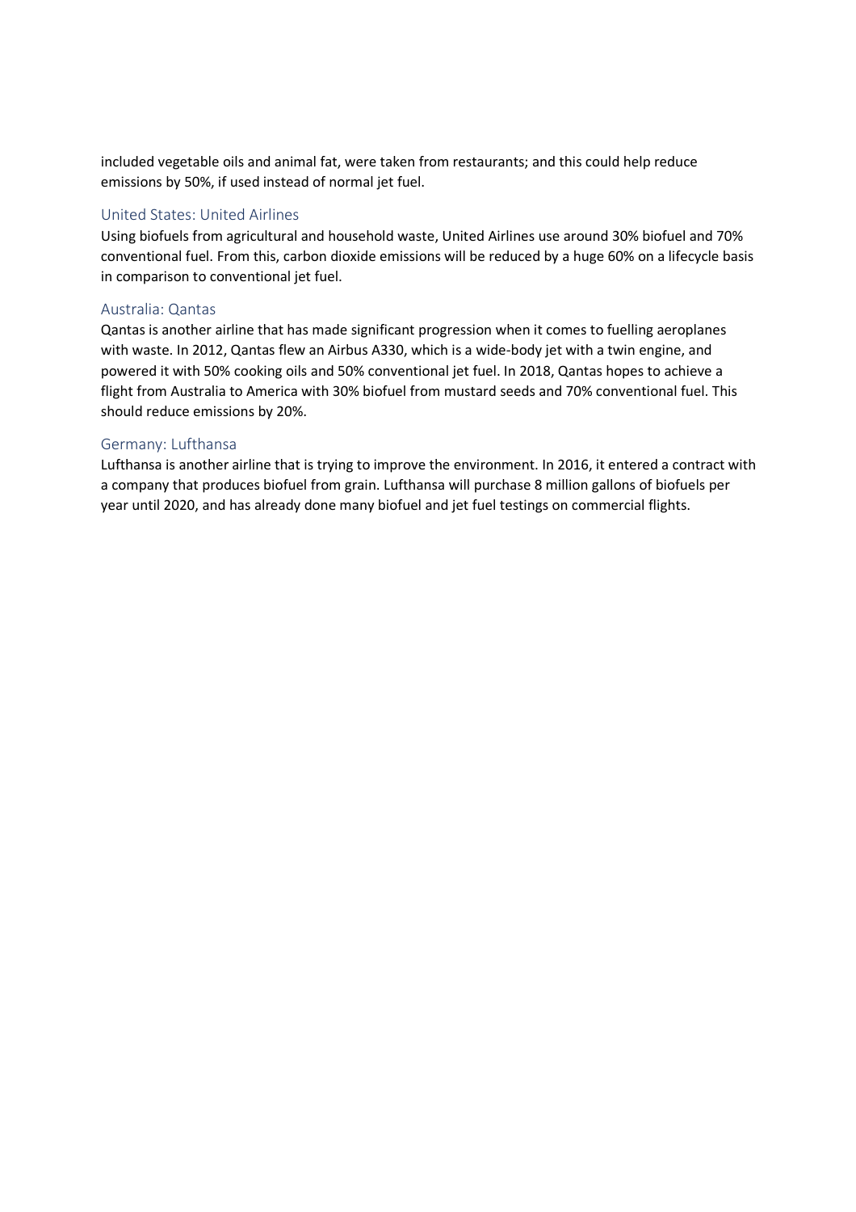included vegetable oils and animal fat, were taken from restaurants; and this could help reduce emissions by 50%, if used instead of normal jet fuel.

### United States: United Airlines

Using biofuels from agricultural and household waste, United Airlines use around 30% biofuel and 70% conventional fuel. From this, carbon dioxide emissions will be reduced by a huge 60% on a lifecycle basis in comparison to conventional jet fuel.

### Australia: Qantas

Qantas is another airline that has made significant progression when it comes to fuelling aeroplanes with waste. In 2012, Qantas flew an Airbus A330, which is a wide-body jet with a twin engine, and powered it with 50% cooking oils and 50% conventional jet fuel. In 2018, Qantas hopes to achieve a flight from Australia to America with 30% biofuel from mustard seeds and 70% conventional fuel. This should reduce emissions by 20%.

### Germany: Lufthansa

Lufthansa is another airline that is trying to improve the environment. In 2016, it entered a contract with a company that produces biofuel from grain. Lufthansa will purchase 8 million gallons of biofuels per year until 2020, and has already done many biofuel and jet fuel testings on commercial flights.